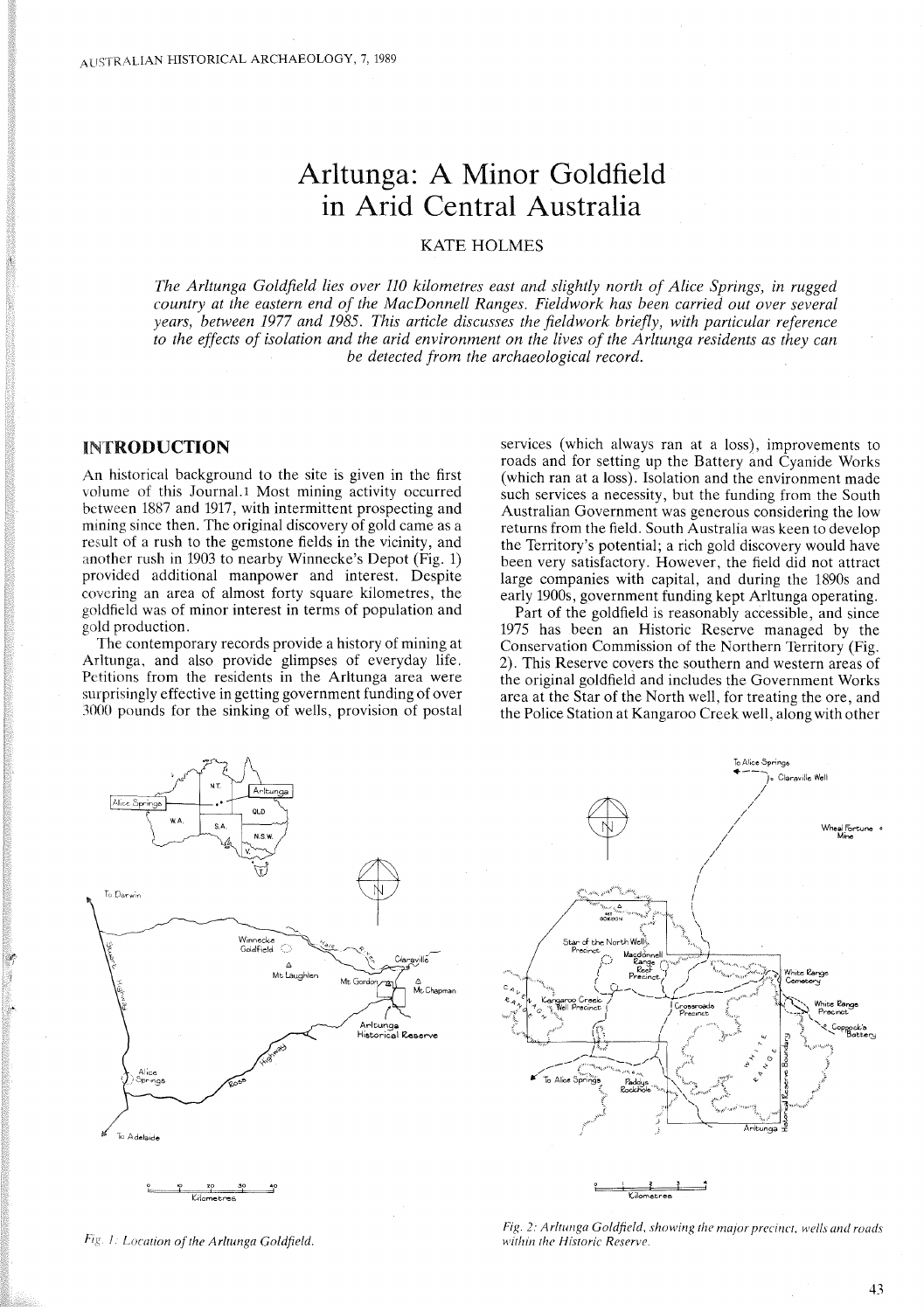# Arltunga: A Minor Goldfield in Arid Central Australia

KATE HOLMES

*The Arltunga Goldfield lies over 110 kilometres east and slightly north of Alice Springs, in rugged country at the eastern end of the MacDonnell Ranges. Fieldwork has been carried out over several years, between 1977 and 1985. This article discusses the fieldwork briefly, with particular reference to the effects of isolation and the arid environment on the lives of the Arltunga residents as they can be detected from the archaeological record.*

## INTRODUCTION

An historical background to the site is given in the first volume of this Journal.[1] Most mining activity occurred between 1887 and 1917, with intermittent prospecting and mining since then. The original discovery of gold came as a result of a rush to the gemstone fields in the vicinity, and another rush in 1903 to nearby Winnecke's Depot (Fig. 1) provided additional manpower and interest. Despite covering an area of almost forty square kilometres, the goldfield was of minor interest in terms of population and gold production.

The contemporary records provide a history of mining at Arltunga, and also provide glimpses of everyday life. Petitions from the residents in the Arltunga area were surprisingly effective in getting government funding of over 3000 pounds for the sinking of wells, provision of postal services (which always ran at a loss), improvements to roads and for setting up the Battery and Cyanide Works (which ran at a loss). Isolation and the environment made such services a necessity, but the funding from the South Australian Government was generous considering the low returns from the field. South Australia was keen to develop the Territory's potential; a rich gold discovery would have been very satisfactory. However, the field did not attract large companies with capital, and during the 1890s and early 1900s, government funding kept Arltunga operating.

Part of the goldfield is reasonably accessible, and since 1975 has been an Historic Reserve managed by the Conservation Commission of the Northern Territory (Fig. 2). This Reserve covers the southern and western areas of the original goldfield and includes the Government Works area at the Star of the North well, for treating the ore, and the Police Station at Kangaroo Creek well, along with other

*Fig. 1: Location of the Arltunga Goldfield.*

*Fig. 2: Arltunga Goldfield, showing the major precinct, wells and roads within the Historic Reserve.*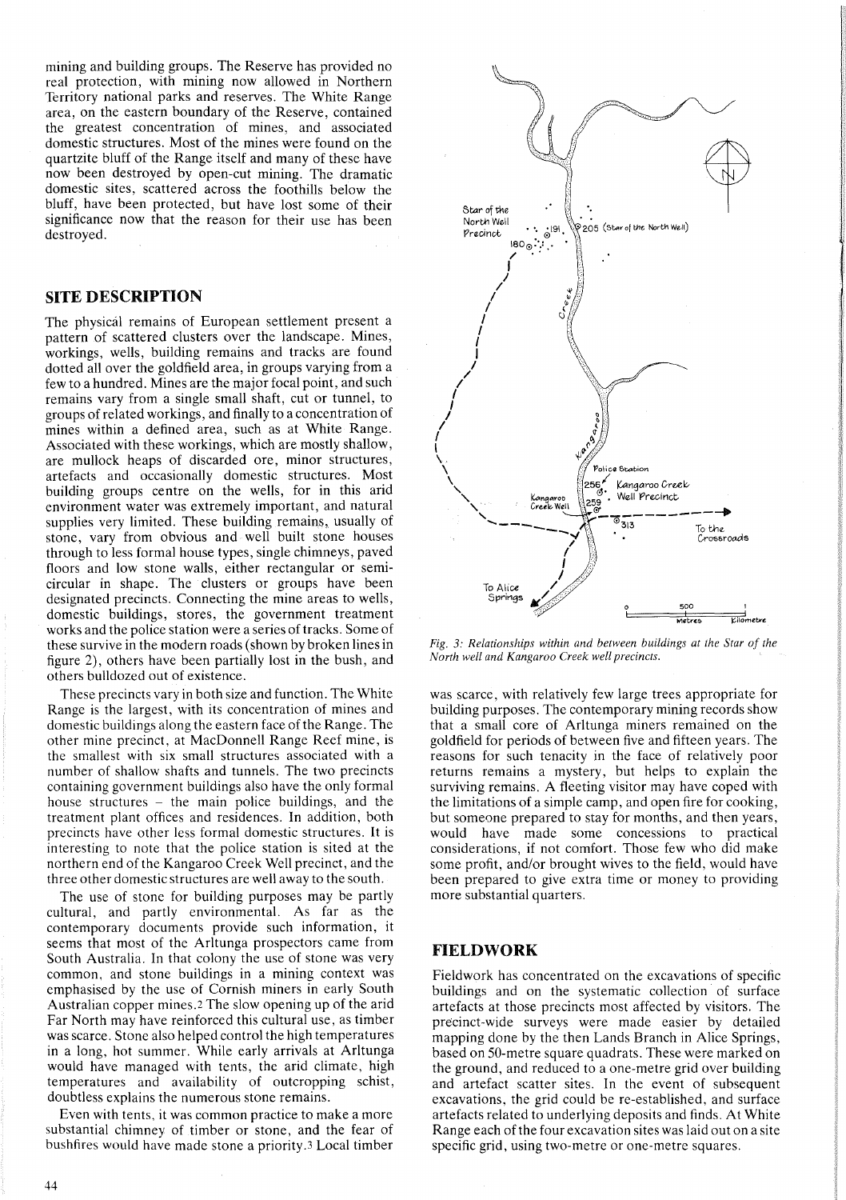mining and building groups. The Reserve has provided no real protection, with mining now allowed in Northern Territory national parks and reserves. The White Range area, on the eastern boundary of the Reserve, contained the greatest concentration of mines, and associated domestic structures. Most of the mines were found on the quartzite bluff of the Range itself and many of these have now been destroyed by open-cut mining. The dramatic domestic sites, scattered across the foothills below the bluff, have been protected, but have lost some of their significance now that the reason for their use has been destroyed.

## SITE DESCRIPTION

The physical remains of European settlement present a pattern of scattered clusters over the landscape. Mines, workings, wells, building remains and tracks are found dotted all over the goldfield area, in groups varying from a few to a hundred. Mines are the major focal point, and such remains vary from a single small shaft, cut or tunnel, to groups of related workings, and finally to a concentration of mines within a defined area, such as at White Range. Associated with these workings, which are mostly shallow, are mullock heaps of discarded ore, minor structures, artefacts and occasionally domestic structures. Most building groups centre on the wells, for in this arid environment water was extremely important, and natural supplies very limited. These building remains, usually of stone, vary from obvious and well built stone houses through to less formal house types, single chimneys, paved floors and low stone walls, either rectangular or semi-circular in shape. The clusters or groups have been designated precincts. Connecting the mine areas to wells, domestic buildings, stores, the government treatment works and the police station were a series of tracks. Some of these survive in the modern roads (shown by broken lines in figure 2), others have been partially lost in the bush, and others bulldozed out of existence.

These precincts vary in both size and function. The White Range is the largest, with its concentration of mines and domestic buildings along the eastern face of the Range. The other mine precinct, at MacDonnell Range Reef mine, is the smallest with six small structures associated with a number of shallow shafts and tunnels. The two precincts containing government buildings also have the only formal house structures – the main police buildings, and the treatment plant offices and residences. In addition, both precincts have other less formal domestic structures. It is interesting to note that the police station is sited at the northern end of the Kangaroo Creek Well precinct, and the three other domestic structures are well away to the south.

The use of stone for building purposes may be partly cultural, and partly environmental. As far as the contemporary documents provide such information, it seems that most of the Arltunga prospectors came from South Australia. In that colony the use of stone was very common, and stone buildings in a mining context was emphasised by the use of Cornish miners in early South Australian copper mines.[2] The slow opening up of the arid Far North may have reinforced this cultural use, as timber was scarce. Stone also helped control the high temperatures in a long, hot summer. While early arrivals at Arltunga would have managed with tents, the arid climate, high temperatures and availability of outcropping schist, doubtless explains the numerous stone remains.

Even with tents, it was common practice to make a more substantial chimney of timber or stone, and the fear of bushfires would have made stone a priority.[3] Local timber was scarce, with relatively few large trees appropriate for building purposes. The contemporary mining records show that a small core of Arltunga miners remained on the goldfield for periods of between five and fifteen years. The reasons for such tenacity in the face of relatively poor returns remains a mystery, but helps to explain the surviving remains. A fleeting visitor may have coped with the limitations of a simple camp, and open fire for cooking, but someone prepared to stay for months, and then years, would have made some concessions to practical considerations, if not comfort. Those few who did make some profit, and/or brought wives to the field, would have been prepared to give extra time or money to providing more substantial quarters.

*Fig. 3: Relationships within and between buildings at the Star of the North well and Kangaroo Creek well precincts.*

## FIELDWORK

Fieldwork has concentrated on the excavations of specific buildings and on the systematic collection of surface artefacts at those precincts most affected by visitors. The precinct-wide surveys were made easier by detailed mapping done by the then Lands Branch in Alice Springs, based on 50-metre square quadrats. These were marked on the ground, and reduced to a one-metre grid over building and artefact scatter sites. In the event of subsequent excavations, the grid could be re-established, and surface artefacts related to underlying deposits and finds. At White Range each of the four excavation sites was laid out on a site specific grid, using two-metre or one-metre squares.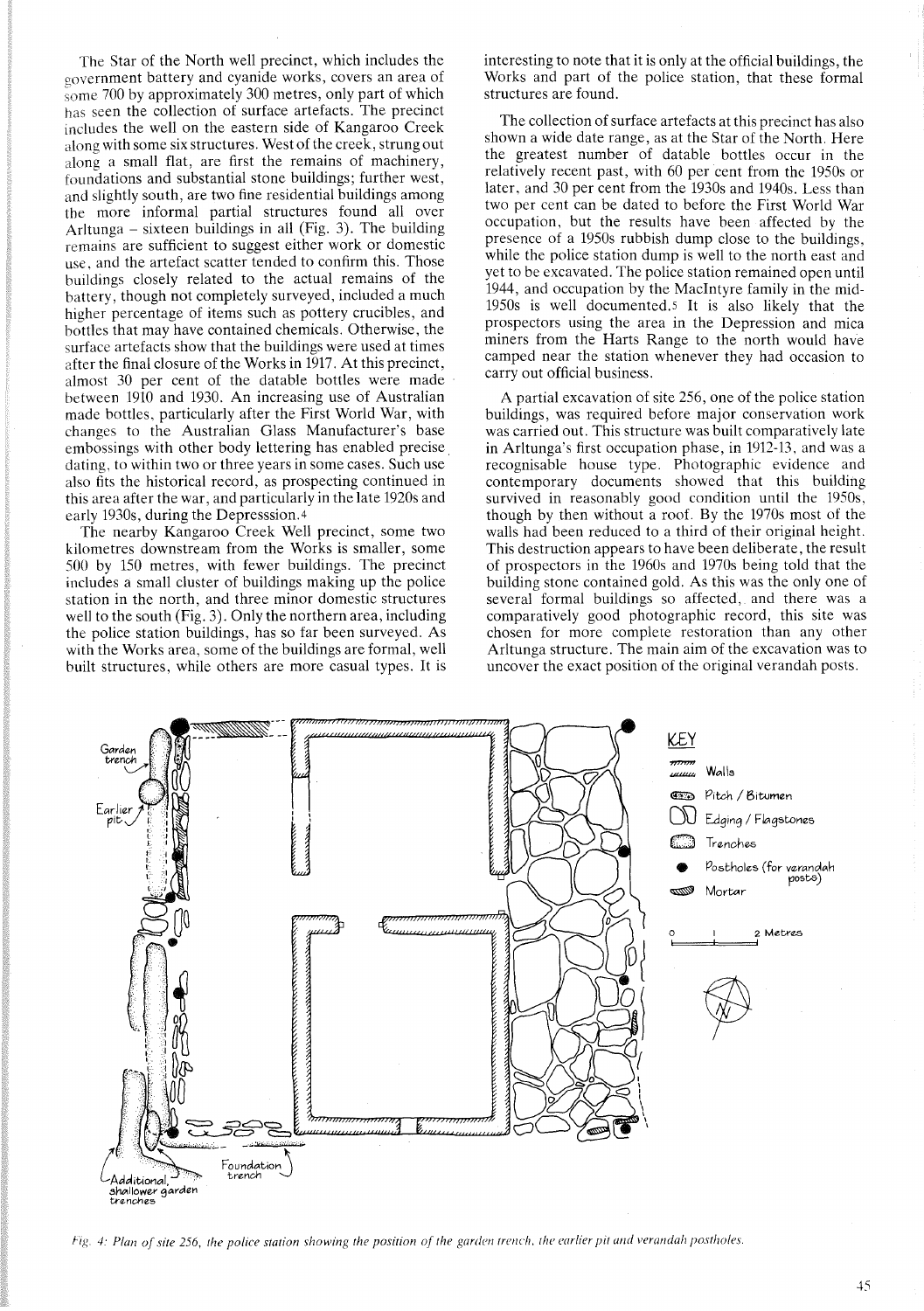The Star of the North well precinct, which includes the government battery and cyanide works, covers an area of some 700 by approximately 300 metres, only part of which has seen the collection of surface artefacts. The precinct includes the well on the eastern side of Kangaroo Creek along with some six structures. West of the creek, strung out along a small flat, are first the remains of machinery, foundations and substantial stone buildings; further west, and slightly south, are two fine residential buildings among the more informal partial structures found all over Arltunga – sixteen buildings in all (Fig. 3). The building remains are sufficient to suggest either work or domestic use, and the artefact scatter tended to confirm this. Those buildings closely related to the actual remains of the battery, though not completely surveyed, included a much higher percentage of items such as pottery crucibles, and bottles that may have contained chemicals. Otherwise, the surface artefacts show that the buildings were used at times after the final closure of the Works in 1917. At this precinct, almost 30 per cent of the datable bottles were made between 1910 and 1930. An increasing use of Australian made bottles, particularly after the First World War, with changes to the Australian Glass Manufacturer's base embossings with other body lettering has enabled precise dating, to within two or three years in some cases. Such use also fits the historical record, as prospecting continued in this area after the war, and particularly in the late 1920s and early 1930s, during the Depresssion.[4]

The nearby Kangaroo Creek Well precinct, some two kilometres downstream from the Works is smaller, some 500 by 150 metres, with fewer buildings. The precinct includes a small cluster of buildings making up the police station in the north, and three minor domestic structures well to the south (Fig. 3). Only the northern area, including the police station buildings, has so far been surveyed. As with the Works area, some of the buildings are formal, well built structures, while others are more casual types. It is interesting to note that it is only at the official buildings, the Works and part of the police station, that these formal structures are found.

The collection of surface artefacts at this precinct has also shown a wide date range, as at the Star of the North. Here the greatest number of datable bottles occur in the relatively recent past, with 60 per cent from the 1950s or later, and 30 per cent from the 1930s and 1940s. Less than two per cent can be dated to before the First World War occupation, but the results have been affected by the presence of a 1950s rubbish dump close to the buildings, while the police station dump is well to the north east and yet to be excavated. The police station remained open until 1944, and occupation by the MacIntyre family in the mid-1950s is well documented.[5] It is also likely that the prospectors using the area in the Depression and mica miners from the Harts Range to the north would have camped near the station whenever they had occasion to carry out official business.

A partial excavation of site 256, one of the police station buildings, was required before major conservation work was carried out. This structure was built comparatively late in Arltunga's first occupation phase, in 1912-13, and was a recognisable house type. Photographic evidence and contemporary documents showed that this building survived in reasonably good condition until the 1950s, though by then without a roof. By the 1970s most of the walls had been reduced to a third of their original height. This destruction appears to have been deliberate, the result of prospectors in the 1960s and 1970s being told that the building stone contained gold. As this was the only one of several formal buildings so affected, and there was a comparatively good photographic record, this site was chosen for more complete restoration than any other Arltunga structure. The main aim of the excavation was to uncover the exact position of the original verandah posts.

*Fig. 4: Plan of site 256, the police station showing the position of the garden trench, the earlier pit and verandah postholes.*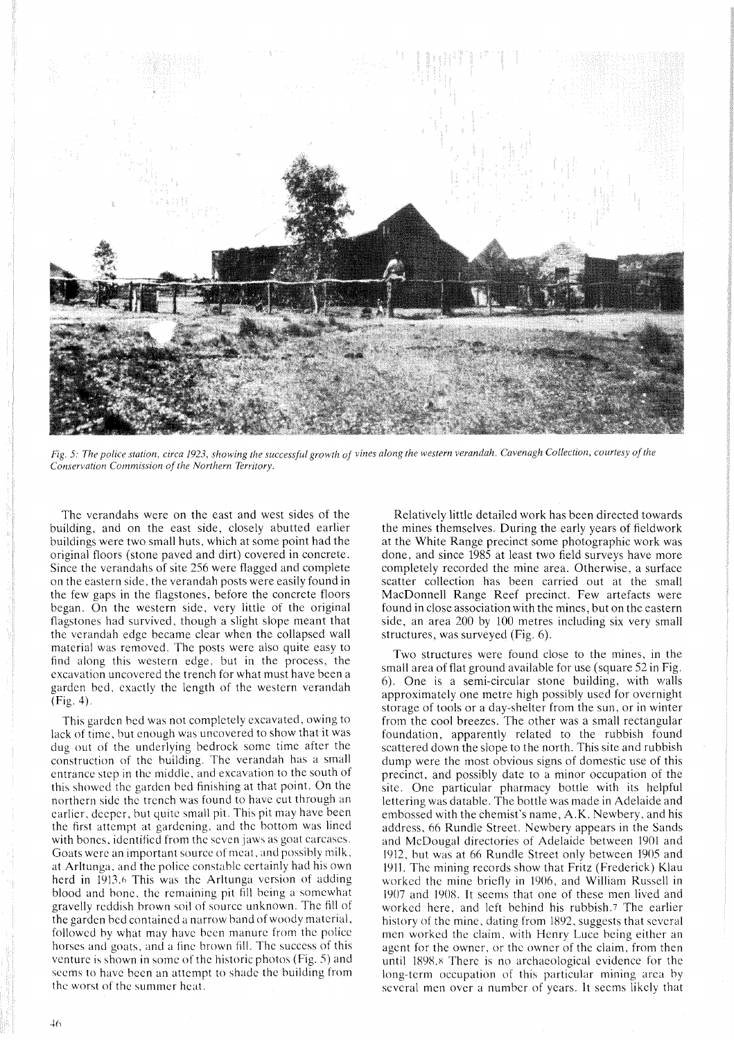*Fig. 5: The police station, circa 1923, showing the successful growth of vines along the western verandah. Cavenagh Collection, courtesy of the Conservation Commission of the Northern Territory.*

The verandahs were on the east and west sides of the building, and on the east side, closely abutted earlier buildings were two small huts, which at some point had the original floors (stone paved and dirt) covered in concrete. Since the verandahs of site 256 were flagged and complete on the eastern side, the verandah posts were easily found in the few gaps in the flagstones, before the concrete floors began. On the western side, very little of the original flagstones had survived, though a slight slope meant that the verandah edge became clear when the collapsed wall material was removed. The posts were also quite easy to find along this western edge, but in the process, the excavation uncovered the trench for what must have been a garden bed, exactly the length of the western verandah (Fig. 4).

This garden bed was not completely excavated, owing to lack of time, but enough was uncovered to show that it was dug out of the underlying bedrock some time after the construction of the building. The verandah has a small entrance step in the middle, and excavation to the south of this showed the garden bed finishing at that point. On the northern side the trench was found to have cut through an earlier, deeper, but quite small pit. This pit may have been the first attempt at gardening, and the bottom was lined with bones, identified from the seven jaws as goat carcases. Goats were an important source of meat, and possibly milk, at Arltunga, and the police constable certainly had his own herd in 1913.[6] This was the Arltunga version of adding blood and bone, the remaining pit fill being a somewhat gravelly reddish brown soil of source unknown. The fill of the garden bed contained a narrow band of woody material, followed by what may have been manure from the police horses and goats, and a fine brown fill. The success of this venture is shown in some of the historic photos (Fig. 5) and seems to have been an attempt to shade the building from the worst of the summer heat.

Relatively little detailed work has been directed towards the mines themselves. During the early years of fieldwork at the White Range precinct some photographic work was done, and since 1985 at least two field surveys have more completely recorded the mine area. Otherwise, a surface scatter collection has been carried out at the small MacDonnell Range Reef precinct. Few artefacts were found in close association with the mines, but on the eastern side, an area 200 by 100 metres including six very small structures, was surveyed (Fig. 6).

Two structures were found close to the mines, in the small area of flat ground available for use (square 52 in Fig. 6). One is a semi-circular stone building, with walls approximately one metre high possibly used for overnight storage of tools or a day-shelter from the sun, or in winter from the cool breezes. The other was a small rectangular foundation, apparently related to the rubbish found scattered down the slope to the north. This site and rubbish dump were the most obvious signs of domestic use of this precinct, and possibly date to a minor occupation of the site. One particular pharmacy bottle with its helpful lettering was datable. The bottle was made in Adelaide and embossed with the chemist's name, A.K. Newbery, and his address, 66 Rundle Street. Newbery appears in the Sands and McDougal directories of Adelaide between 1901 and 1912, but was at 66 Rundle Street only between 1905 and 1911. The mining records show that Fritz (Frederick) Klau worked the mine briefly in 1906, and William Russell in 1907 and 1908. It seems that one of these men lived and worked here, and left behind his rubbish.[7] The earlier history of the mine, dating from 1892, suggests that several men worked the claim, with Henry Luce being either an agent for the owner, or the owner of the claim, from then until 1898.[8] There is no archaeological evidence for the long-term occupation of this particular mining area by several men over a number of years. It seems likely that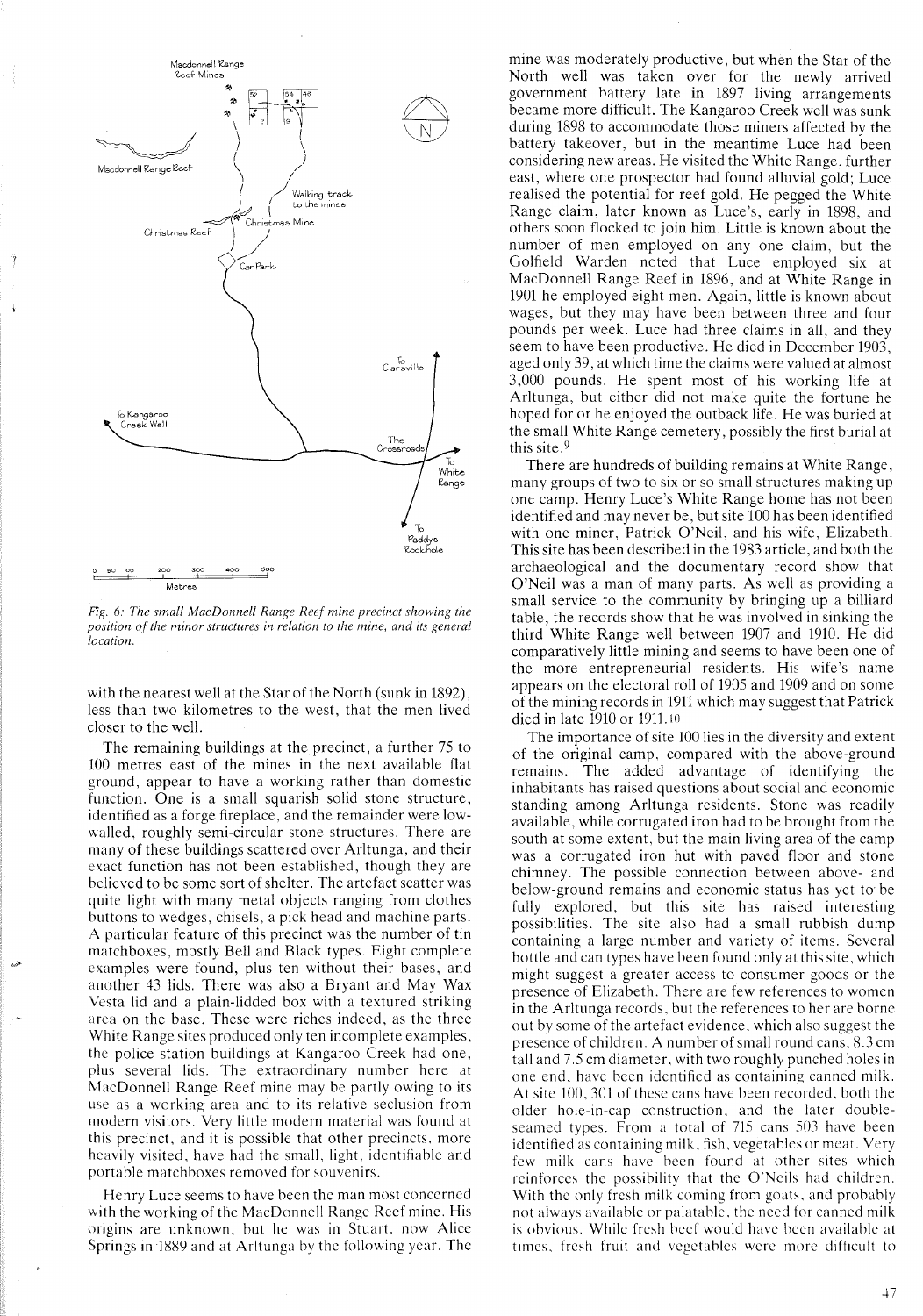*Fig. 6: The small MacDonnell Range Reef mine precinct showing the position of the minor structures in relation to the mine, and its general location.*

with the nearest well at the Star of the North (sunk in 1892), less than two kilometres to the west, that the men lived closer to the well.

The remaining buildings at the precinct, a further 75 to 100 metres east of the mines in the next available flat ground, appear to have a working rather than domestic function. One is a small squarish solid stone structure, identified as a forge fireplace, and the remainder were low-walled, roughly semi-circular stone structures. There are many of these buildings scattered over Arltunga, and their exact function has not been established, though they are believed to be some sort of shelter. The artefact scatter was quite light with many metal objects ranging from clothes buttons to wedges, chisels, a pick head and machine parts. A particular feature of this precinct was the number of tin matchboxes, mostly Bell and Black types. Eight complete examples were found, plus ten without their bases, and another 43 lids. There was also a Bryant and May Wax Vesta lid and a plain-lidded box with a textured striking area on the base. These were riches indeed, as the three White Range sites produced only ten incomplete examples, the police station buildings at Kangaroo Creek had one, plus several lids. The extraordinary number here at MacDonnell Range Reef mine may be partly owing to its use as a working area and to its relative seclusion from modern visitors. Very little modern material was found at this precinct, and it is possible that other precincts, more heavily visited, have had the small, light, identifiable and portable matchboxes removed for souvenirs.

Henry Luce seems to have been the man most concerned with the working of the MacDonnell Range Reef mine. His origins are unknown, but he was in Stuart, now Alice Springs in 1889 and at Arltunga by the following year. The mine was moderately productive, but when the Star of the North well was taken over for the newly arrived government battery late in 1897 living arrangements became more difficult. The Kangaroo Creek well was sunk during 1898 to accommodate those miners affected by the battery takeover, but in the meantime Luce had been considering new areas. He visited the White Range, further east, where one prospector had found alluvial gold; Luce realised the potential for reef gold. He pegged the White Range claim, later known as Luce's, early in 1898, and others soon flocked to join him. Little is known about the number of men employed on any one claim, but the Golfield Warden noted that Luce employed six at MacDonnell Range Reef in 1896, and at White Range in 1901 he employed eight men. Again, little is known about wages, but they may have been between three and four pounds per week. Luce had three claims in all, and they seem to have been productive. He died in December 1903, aged only 39, at which time the claims were valued at almost 3,000 pounds. He spent most of his working life at Arltunga, but either did not make quite the fortune he hoped for or he enjoyed the outback life. He was buried at the small White Range cemetery, possibly the first burial at this site.[9]

There are hundreds of building remains at White Range, many groups of two to six or so small structures making up one camp. Henry Luce's White Range home has not been identified and may never be, but site 100 has been identified with one miner, Patrick O'Neil, and his wife, Elizabeth. This site has been described in the 1983 article, and both the archaeological and the documentary record show that O'Neil was a man of many parts. As well as providing a small service to the community by bringing up a billiard table, the records show that he was involved in sinking the third White Range well between 1907 and 1910. He did comparatively little mining and seems to have been one of the more entrepreneurial residents. His wife's name appears on the electoral roll of 1905 and 1909 and on some of the mining records in 1911 which may suggest that Patrick died in late 1910 or 1911.[10]

The importance of site 100 lies in the diversity and extent of the original camp, compared with the above-ground remains. The added advantage of identifying the inhabitants has raised questions about social and economic standing among Arltunga residents. Stone was readily available, while corrugated iron had to be brought from the south at some extent, but the main living area of the camp was a corrugated iron hut with paved floor and stone chimney. The possible connection between above- and below-ground remains and economic status has yet to be fully explored, but this site has raised interesting possibilities. The site also had a small rubbish dump containing a large number and variety of items. Several bottle and can types have been found only at this site, which might suggest a greater access to consumer goods or the presence of Elizabeth. There are few references to women in the Arltunga records, but the references to her are borne out by some of the artefact evidence, which also suggest the presence of children. A number of small round cans, 8.3 cm tall and 7.5 cm diameter, with two roughly punched holes in one end, have been identified as containing canned milk. At site 100, 301 of these cans have been recorded, both the older hole-in-cap construction, and the later double-seamed types. From a total of 715 cans 503 have been identified as containing milk, fish, vegetables or meat. Very few milk cans have been found at other sites which reinforces the possibility that the O'Neils had children. With the only fresh milk coming from goats, and probably not always available or palatable, the need for canned milk is obvious. While fresh beef would have been available at times, fresh fruit and vegetables were more difficult to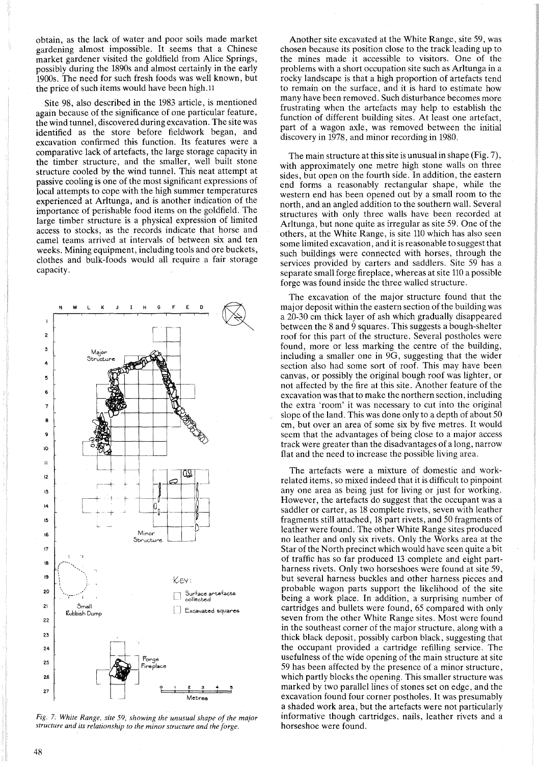obtain, as the lack of water and poor soils made market gardening almost impossible. It seems that a Chinese market gardener visited the goldfield from Alice Springs, possibly during the 1890s and almost certainly in the early 1900s. The need for such fresh foods was well known, but the price of such items would have been high.[11]

Site 98, also described in the 1983 article, is mentioned again because of the significance of one particular feature, the wind tunnel, discovered during excavation. The site was identified as the store before fieldwork began, and excavation confirmed this function. Its features were a comparative lack of artefacts, the large storage capacity in the timber structure, and the smaller, well built stone structure cooled by the wind tunnel. This neat attempt at passive cooling is one of the most significant expressions of local attempts to cope with the high summer temperatures experienced at Arltunga, and is another indication of the importance of perishable food items on the goldfield. The large timber structure is a physical expression of limited access to stocks, as the records indicate that horse and camel teams arrived at intervals of between six and ten weeks. Mining equipment, including tools and ore buckets, clothes and bulk-foods would all require a fair storage capacity.

*Fig. 7: White Range, site 59, showing the unusual shape of the major structure and its relationship to the minor structure and the forge.*

Another site excavated at the White Range, site 59, was chosen because its position close to the track leading up to the mines made it accessible to visitors. One of the problems with a short occupation site such as Arltunga in a rocky landscape is that a high proportion of artefacts tend to remain on the surface, and it is hard to estimate how many have been removed. Such disturbance becomes more frustrating when the artefacts may help to establish the function of different building sites. At least one artefact, part of a wagon axle, was removed between the initial discovery in 1978, and minor recording in 1980.

The main structure at this site is unusual in shape (Fig. 7), with approximately one metre high stone walls on three sides, but open on the fourth side. In addition, the eastern end forms a reasonably rectangular shape, while the western end has been opened out by a small room to the north, and an angled addition to the southern wall. Several structures with only three walls have been recorded at Arltunga, but none quite as irregular as site 59. One of the others, at the White Range, is site 110 which has also seen some limited excavation, and it is reasonable to suggest that such buildings were connected with horses, through the services provided by carters and saddlers. Site 59 has a separate small forge fireplace, whereas at site 110 a possible forge was found inside the three walled structure.

The excavation of the major structure found that the major deposit within the eastern section of the building was a 20-30 cm thick layer of ash which gradually disappeared between the 8 and 9 squares. This suggests a bough-shelter roof for this part of the structure. Several postholes were found, more or less marking the centre of the building, including a smaller one in 9G, suggesting that the wider section also had some sort of roof. This may have been canvas, or possibly the original bough roof was lighter, or not affected by the fire at this site. Another feature of the excavation was that to make the northern section, including the extra 'room' it was necessary to cut into the original slope of the land. This was done only to a depth of about 50 cm, but over an area of some six by five metres. It would seem that the advantages of being close to a major access track were greater than the disadvantages of a long, narrow flat and the need to increase the possible living area.

The artefacts were a mixture of domestic and work-related items, so mixed indeed that it is difficult to pinpoint any one area as being just for living or just for working. However, the artefacts do suggest that the occupant was a saddler or carter, as 18 complete rivets, seven with leather fragments still attached, 18 part rivets, and 50 fragments of leather were found. The other White Range sites produced no leather and only six rivets. Only the Works area at the Star of the North precinct which would have seen quite a bit of traffic has so far produced 13 complete and eight part-harness rivets. Only two horseshoes were found at site 59, but several harness buckles and other harness pieces and probable wagon parts support the likelihood of the site being a work place. In addition, a surprising number of cartridges and bullets were found, 65 compared with only seven from the other White Range sites. Most were found in the southeast corner of the major structure, along with a thick black deposit, possibly carbon black, suggesting that the occupant provided a cartridge refilling service. The usefulness of the wide opening of the main structure at site 59 has been affected by the presence of a minor structure, which partly blocks the opening. This smaller structure was marked by two parallel lines of stones set on edge, and the excavation found four corner postholes. It was presumably a shaded work area, but the artefacts were not particularly informative though cartridges, nails, leather rivets and a horseshoe were found.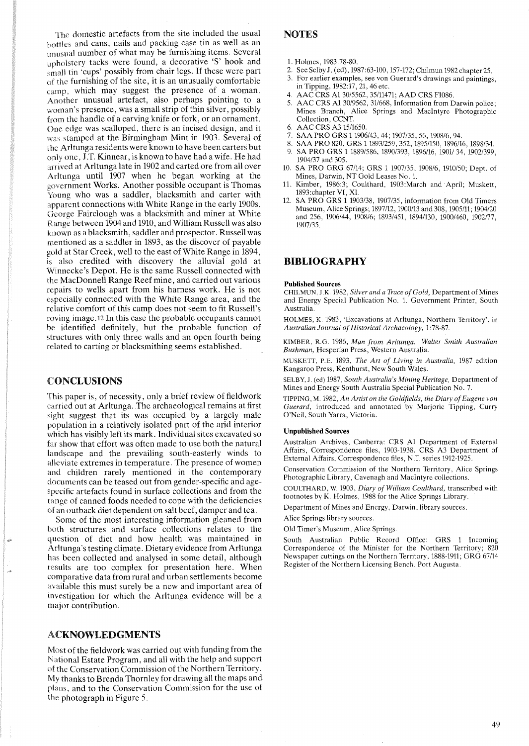The domestic artefacts from the site included the usual bottles and cans, nails and packing case tin as well as an unusual number of what may be furnishing items. Several upholstery tacks were found, a decorative 'S' hook and small tin 'cups' possibly from chair legs. If these were part of the furnishing of the site, it is an unusually comfortable camp, which may suggest the presence of a woman. Another unusual artefact, also perhaps pointing to a woman's presence, was a small strip of thin silver, possibly from the handle of a carving knife or fork, or an ornament. One edge was scalloped, there is an incised design, and it was stamped at the Birmingham Mint in 1903. Several of the Arltunga residents were known to have been carters but only one, J.T. Kinnear, is known to have had a wife. He had arrived at Arltunga late in 1902 and carted ore from all over Arltunga until 1907 when he began working at the government Works. Another possible occupant is Thomas Young who was a saddler, blacksmith and carter with apparent connections with White Range in the early 1900s. George Fairclough was a blacksmith and miner at White Range between 1904 and 1910, and William Russell was also known as a blacksmith, saddler and prospector. Russell was mentioned as a saddler in 1893, as the discover of payable gold at Star Creek, well to the east of White Range in 1894, is also credited with discovery the alluvial gold at Winnecke's Depot. He is the same Russell connected with the MacDonnell Range Reef mine, and carried out various repairs to wells apart from his harness work. He is not especially connected with the White Range area, and the relative comfort of this camp does not seem to fit Russell's roving image.[12] In this case the probable occupants cannot be identified definitely, but the probable function of structures with only three walls and an open fourth being related to carting or blacksmithing seems established.

## CONCLUSIONS

This paper is, of necessity, only a brief review of fieldwork carried out at Arltunga. The archaeological remains at first sight suggest that its was occupied by a largely male population in a relatively isolated part of the arid interior which has visibly left its mark. Individual sites excavated so far show that effort was often made to use both the natural landscape and the prevailing south-easterly winds to alleviate extremes in temperature. The presence of women and children rarely mentioned in the contemporary documents can be teased out from gender-specific and age-specific artefacts found in surface collections and from the range of canned foods needed to cope with the deficiencies of an outback diet dependent on salt beef, damper and tea.

Some of the most interesting information gleaned from both structures and surface collections relates to the question of diet and how health was maintained in Arltunga's testing climate. Dietary evidence from Arltunga has been collected and analysed in some detail, although results are too complex for presentation here. When comparative data from rural and urban settlements become available this must surely be a new and important area of investigation for which the Arltunga evidence will be a major contribution.

## ACKNOWLEDGMENTS

Most of the fieldwork was carried out with funding from the National Estate Program, and all with the help and support of the Conservation Commission of the Northern Territory. My thanks to Brenda Thornley for drawing all the maps and plans, and to the Conservation Commission for the use of the photograph in Figure 5.

## NOTES

1. Holmes, 1983:78-80.
2. See Selby J. (ed), 1987:63-100, 157-172; Chilmun 1982 chapter 25.
3. For earlier examples, see von Guerard's drawings and paintings, in Tipping, 1982:17, 21, 46 etc.
4. AAC CRS A1 30/5562, 35/11471; AAD CRS F1086.
5. AAC CRS A1 30/9562, 31/668, Information from Darwin police; Mines Branch, Alice Springs and MacIntyre Photographic Collection, CCNT.
6. AAC CRS A3 15/1650.
7. SAA PRO GRS 1 1906/43, 44; 1907/35, 56, 1908/6, 94.
8. SAA PRO 820, GRS 1 1893/259, 352, 1895/150, 1896/16, 1898/34.
9. SA PRO GRS 1 1889/586, 1890/393, 1896/16, 1901/ 34, 1902/399, 1904/37 and 305.
10. SA PRO GRG 67/14; GRS 1 1907/35, 1908/6, 1910/50; Dept. of Mines, Darwin, NT Gold Leases No. 1.
11. Kimber, 1986:3; Coulthard, 1903:March and April; Muskett, 1893:chapter VI, XI.
12. SA PRO GRS 1 1903/38, 1907/35, information from Old Timers Museum, Alice Springs; 1897/12, 1900/13 and 308, 1905/11; 1904/20 and 256, 1906/44, 1908/6; 1893/451, 1894/130, 1900/460, 1902/77, 1907/35.

## BIBLIOGRAPHY

**Published Sources**

CHILMUN, J.K. 1982, *Silver and a Trace of Gold,* Department of Mines and Energy Special Publication No. 1. Government Printer, South Australia.

HOLMES, K. 1983, 'Excavations at Arltunga, Northern Territory', in *Australian Journal of Historical Archaeology,* 1:78-87.

KIMBER, R.G. 1986, *Man from Arltunga. Walter Smith Australian Bushman,* Hesperian Press, Western Australia.

MUSKETT, P.E. 1893, *The Art of Living in Australia,* 1987 edition Kangaroo Press, Kenthurst, New South Wales.

SELBY, J. (ed) 1987, *South Australia's Mining Heritage,* Department of Mines and Energy South Australia Special Publication No. 7.

TIPPING, M. 1982, *An Artist on the Goldfields, the Diary of Eugene von Guerard,* introduced and annotated by Marjorie Tipping, Curry O'Neil, South Yarra, Victoria.

**Unpublished Sources**

Australian Archives, Canberra: CRS A1 Department of External Affairs, Correspondence files, 1903-1938. CRS A3 Department of External Affairs, Correspondence files, N.T. series 1912-1925.

Conservation Commission of the Northern Territory, Alice Springs Photographic Library, Cavenagh and MacIntyre collections.

COULTHARD, W. 1903, *Diary of William Coulthard,* transcribed with footnotes by K. Holmes, 1988 for the Alice Springs Library.

Department of Mines and Energy, Darwin, library sources.

Alice Springs library sources.

Old Timer's Museum, Alice Springs.

South Australian Public Record Office: GRS 1 Incoming Correspondence of the Minister for the Northern Territory; 820 Newspaper cuttings on the Northern Territory, 1888-1911; GRG 67/14 Register of the Northern Licensing Bench, Port Augusta.